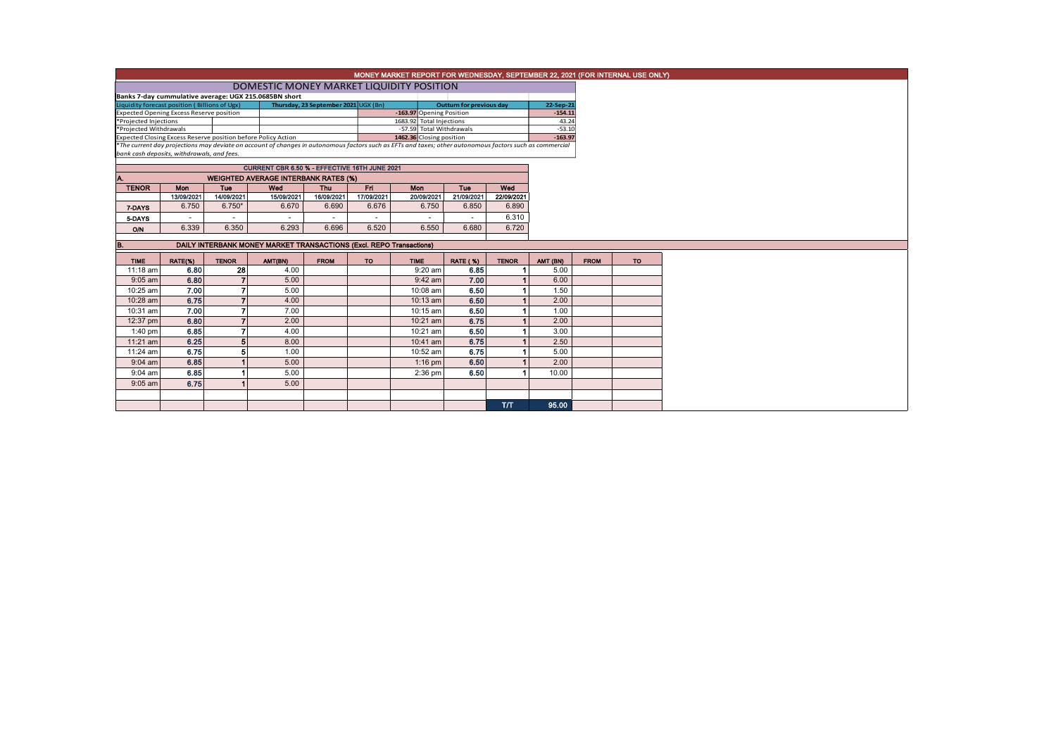# MONEY MARKET REPORT FOR WEDNESDAY, SEPTEMBER 22, 2021 (FOR INTERNAL USE ONLY)

## DOMESTIC MONEY MARKET LIQUIDITY POSITION

**Banks 7-day cummulative average: UGX 215.0685BN short**

| Liquidity forecast position (Billions of Ugx) | Thursday, 23 September 2021 UGX (Bn) | | Outturn for previous day | 22-Sep-21 |
|---|---|---|---|---|
| Expected Opening Excess Reserve position | -163.97 | Opening Position | | -154.11 |
| *Projected Injections | 1683.92 | Total Injections | | 43.24 |
| *Projected Withdrawals | -57.59 | Total Withdrawals | | -53.10 |
| Expected Closing Excess Reserve position before Policy Action | 1462.36 | Closing position | | -163.97 |

*The current day projections may deviate on account of changes in autonomous factors such as EFTs and taxes; other autonomous factors such as commercial bank cash deposits, withdrawals, and fees.

**CURRENT CBR 6.50 % - EFFECTIVE 16TH JUNE 2021**

**A. WEIGHTED AVERAGE INTERBANK RATES (%)**

| TENOR | Mon 13/09/2021 | Tue 14/09/2021 | Wed 15/09/2021 | Thu 16/09/2021 | Fri 17/09/2021 | Mon 20/09/2021 | Tue 21/09/2021 | Wed 22/09/2021 |
|---|---|---|---|---|---|---|---|---|
| 7-DAYS | 6.750 | 6.750* | 6.670 | 6.690 | 6.676 | 6.750 | 6.850 | 6.890 |
| 5-DAYS | - | - | - | - | - | - | - | 6.310 |
| O/N | 6.339 | 6.350 | 6.293 | 6.696 | 6.520 | 6.550 | 6.680 | 6.720 |

**B. DAILY INTERBANK MONEY MARKET TRANSACTIONS (Excl. REPO Transactions)**

| TIME | RATE(%) | TENOR | AMT(BN) | FROM | TO | TIME | RATE (%) | TENOR | AMT (BN) | FROM | TO |
|---|---|---|---|---|---|---|---|---|---|---|---|
| 11:18 am | 6.80 | 28 | 4.00 | | | 9:20 am | 6.85 | 1 | 5.00 | | |
| 9:05 am | 6.80 | 7 | 5.00 | | | 9:42 am | 7.00 | 1 | 6.00 | | |
| 10:25 am | 7.00 | 7 | 5.00 | | | 10:08 am | 6.50 | 1 | 1.50 | | |
| 10:28 am | 6.75 | 7 | 4.00 | | | 10:13 am | 6.50 | 1 | 2.00 | | |
| 10:31 am | 7.00 | 7 | 7.00 | | | 10:15 am | 6.50 | 1 | 1.00 | | |
| 12:37 pm | 6.80 | 7 | 2.00 | | | 10:21 am | 6.75 | 1 | 2.00 | | |
| 1:40 pm | 6.85 | 7 | 4.00 | | | 10:21 am | 6.50 | 1 | 3.00 | | |
| 11:21 am | 6.25 | 5 | 8.00 | | | 10:41 am | 6.75 | 1 | 2.50 | | |
| 11:24 am | 6.75 | 5 | 1.00 | | | 10:52 am | 6.75 | 1 | 5.00 | | |
| 9:04 am | 6.85 | 1 | 5.00 | | | 1:16 pm | 6.50 | 1 | 2.00 | | |
| 9:04 am | 6.85 | 1 | 5.00 | | | 2:36 pm | 6.50 | 1 | 10.00 | | |
| 9:05 am | 6.75 | 1 | 5.00 | | | | | | | | |
| | | | | | | | | T/T | 95.00 | | |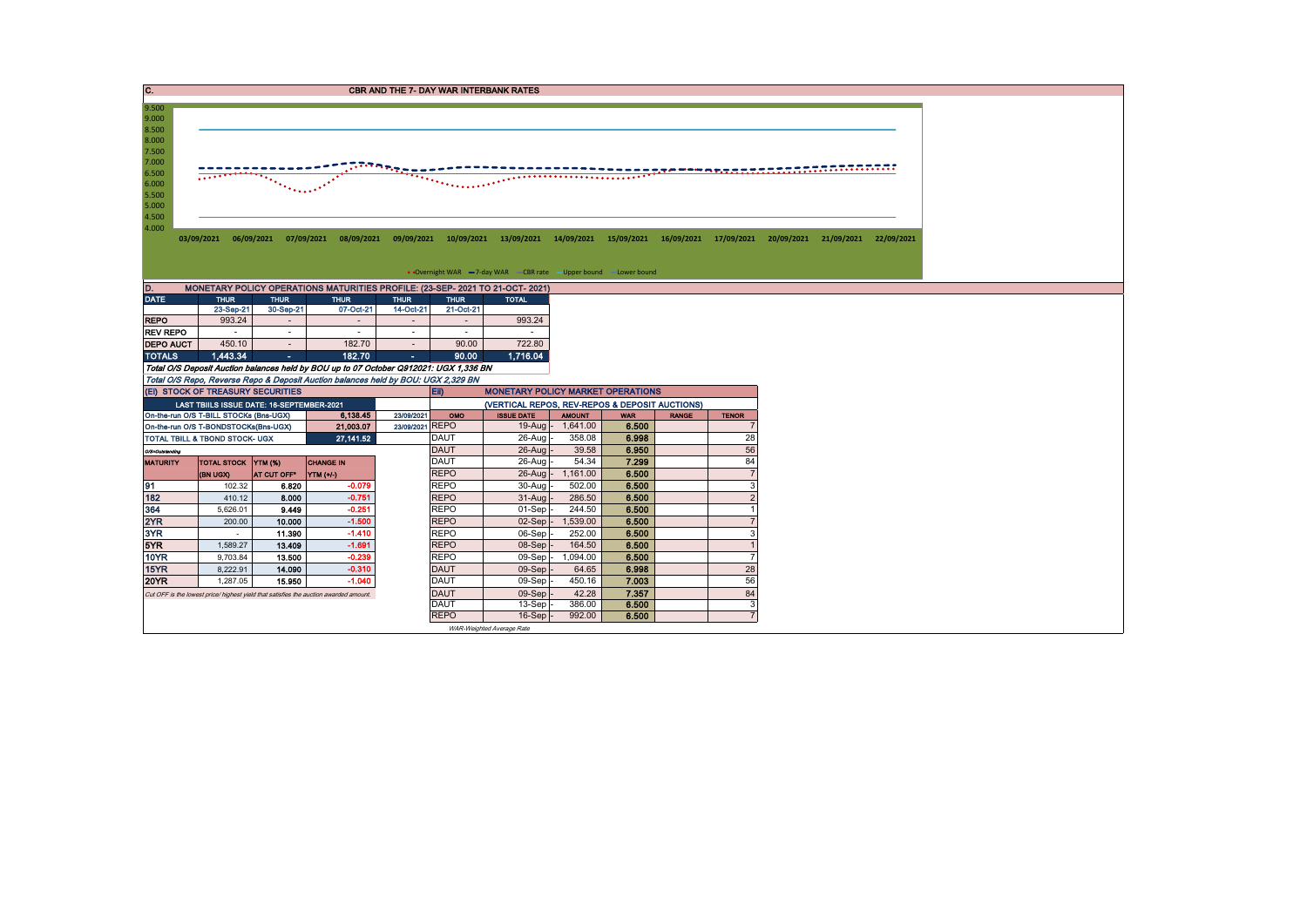## C. CBR AND THE 7- DAY WAR INTERBANK RATES

9.500
9.000
8.500
8.000
7.500
7.000
6.500
6.000
5.500
5.000
4.500
4.000

03/09/2021 06/09/2021 07/09/2021 08/09/2021 09/09/2021 10/09/2021 13/09/2021 14/09/2021 15/09/2021 16/09/2021 17/09/2021 20/09/2021 21/09/2021 22/09/2021

Overnight WAR — 7-day WAR — CBR rate — Upper bound — Lower bound

## D. MONETARY POLICY OPERATIONS MATURITIES PROFILE: (23-SEP- 2021 TO 21-OCT- 2021)

| DATE | THUR | THUR | THUR | THUR | THUR | TOTAL |
|---|---|---|---|---|---|---|
| | 23-Sep-21 | 30-Sep-21 | 07-Oct-21 | 14-Oct-21 | 21-Oct-21 | |
| REPO | 993.24 | - | - | - | - | 993.24 |
| REV REPO | - | - | - | - | - | - |
| DEPO AUCT | 450.10 | - | 182.70 | - | 90.00 | 722.80 |
| TOTALS | 1,443.34 | - | 182.70 | - | 90.00 | 1,716.04 |

*Total O/S Deposit Auction balances held by BOU up to 07 October Q912021: UGX 1,336 BN*

*Total O/S Repo, Reverse Repo & Deposit Auction balances held by BOU: UGX 2,329 BN*

## (EI) STOCK OF TREASURY SECURITIES

| LAST TBIILS ISSUE DATE: 16-SEPTEMBER-2021 | | | |
|---|---|---|---|
| On-the-run O/S T-BILL STOCKs (Bns-UGX) | | 6,138.45 | 23/09/2021 |
| On-the-run O/S T-BONDSTOCKs(Bns-UGX) | | 21,003.07 | 23/09/2021 |
| TOTAL TBILL & TBOND STOCK- UGX | | 27,141.52 | |

O/S=Outstanding

| MATURITY | TOTAL STOCK (BN UGX) | YTM (%) AT CUT OFF* | CHANGE IN YTM (+/-) |
|---|---|---|---|
| 91 | 102.32 | 6.820 | -0.079 |
| 182 | 410.12 | 8.000 | -0.751 |
| 364 | 5,626.01 | 9.449 | -0.251 |
| 2YR | 200.00 | 10.000 | -1.500 |
| 3YR | - | 11.390 | -1.410 |
| 5YR | 1,589.27 | 13.409 | -1.691 |
| 10YR | 9,703.84 | 13.500 | -0.239 |
| 15YR | 8,222.91 | 14.090 | -0.310 |
| 20YR | 1,287.05 | 15.950 | -1.040 |

*Cut OFF is the lowest price/ highest yield that satisfies the auction awarded amount.*

## EII) MONETARY POLICY MARKET OPERATIONS

(VERTICAL REPOS, REV-REPOS & DEPOSIT AUCTIONS)

| OMO | ISSUE DATE | AMOUNT | WAR | RANGE | TENOR |
|---|---|---|---|---|---|
| REPO | 19-Aug | 1,641.00 | 6.500 | | 7 |
| DAUT | 26-Aug | 358.08 | 6.998 | | 28 |
| DAUT | 26-Aug | 39.58 | 6.950 | | 56 |
| DAUT | 26-Aug | 54.34 | 7.299 | | 84 |
| REPO | 26-Aug | 1,161.00 | 6.500 | | 7 |
| REPO | 30-Aug | 502.00 | 6.500 | | 3 |
| REPO | 31-Aug | 286.50 | 6.500 | | 2 |
| REPO | 01-Sep | 244.50 | 6.500 | | 1 |
| REPO | 02-Sep | 1,539.00 | 6.500 | | 7 |
| REPO | 06-Sep | 252.00 | 6.500 | | 3 |
| REPO | 08-Sep | 164.50 | 6.500 | | 1 |
| REPO | 09-Sep | 1,094.00 | 6.500 | | 7 |
| DAUT | 09-Sep | 64.65 | 6.998 | | 28 |
| DAUT | 09-Sep | 450.16 | 7.003 | | 56 |
| DAUT | 09-Sep | 42.28 | 7.357 | | 84 |
| DAUT | 13-Sep | 386.00 | 6.500 | | 3 |
| REPO | 16-Sep | 992.00 | 6.500 | | 7 |

*WAR-Weighted Average Rate*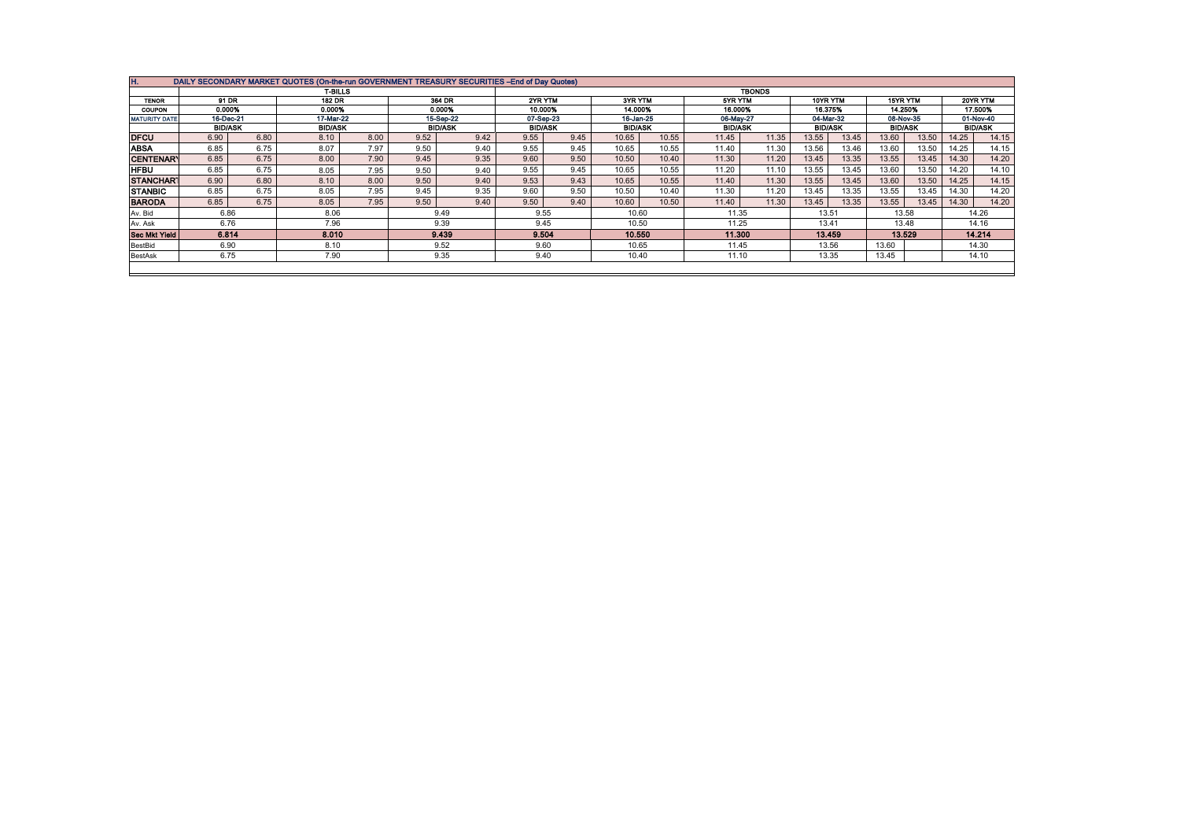**H. DAILY SECONDARY MARKET QUOTES (On-the-run GOVERNMENT TREASURY SECURITIES –End of Day Quotes)**

| | T-BILLS | | | | | | TBONDS | | | | | | | | | | | |
|---|---|---|---|---|---|---|---|---|---|---|---|---|---|---|---|---|---|---|
| **TENOR** | **91 DR** | | **182 DR** | | **364 DR** | | **2YR YTM** | | **3YR YTM** | | **5YR YTM** | | **10YR YTM** | | **15YR YTM** | | **20YR YTM** | |
| **COUPON** | **0.000%** | | **0.000%** | | **0.000%** | | **10.000%** | | **14.000%** | | **16.000%** | | **16.375%** | | **14.250%** | | **17.500%** | |
| **MATURITY DATE** | **16-Dec-21** | | **17-Mar-22** | | **15-Sep-22** | | **07-Sep-23** | | **16-Jan-25** | | **06-May-27** | | **04-Mar-32** | | **08-Nov-35** | | **01-Nov-40** | |
| | **BID/ASK** | | **BID/ASK** | | **BID/ASK** | | **BID/ASK** | | **BID/ASK** | | **BID/ASK** | | **BID/ASK** | | **BID/ASK** | | **BID/ASK** | |
| **DFCU** | 6.90 | 6.80 | 8.10 | 8.00 | 9.52 | 9.42 | 9.55 | 9.45 | 10.65 | 10.55 | 11.45 | 11.35 | 13.55 | 13.45 | 13.60 | 13.50 | 14.25 | 14.15 |
| **ABSA** | 6.85 | 6.75 | 8.07 | 7.97 | 9.50 | 9.40 | 9.55 | 9.45 | 10.65 | 10.55 | 11.40 | 11.30 | 13.56 | 13.46 | 13.60 | 13.50 | 14.25 | 14.15 |
| **CENTENARY** | 6.85 | 6.75 | 8.00 | 7.90 | 9.45 | 9.35 | 9.60 | 9.50 | 10.50 | 10.40 | 11.30 | 11.20 | 13.45 | 13.35 | 13.55 | 13.45 | 14.30 | 14.20 |
| **HFBU** | 6.85 | 6.75 | 8.05 | 7.95 | 9.50 | 9.40 | 9.55 | 9.45 | 10.65 | 10.55 | 11.20 | 11.10 | 13.55 | 13.45 | 13.60 | 13.50 | 14.20 | 14.10 |
| **STANCHART** | 6.90 | 6.80 | 8.10 | 8.00 | 9.50 | 9.40 | 9.53 | 9.43 | 10.65 | 10.55 | 11.40 | 11.30 | 13.55 | 13.45 | 13.60 | 13.50 | 14.25 | 14.15 |
| **STANBIC** | 6.85 | 6.75 | 8.05 | 7.95 | 9.45 | 9.35 | 9.60 | 9.50 | 10.50 | 10.40 | 11.30 | 11.20 | 13.45 | 13.35 | 13.55 | 13.45 | 14.30 | 14.20 |
| **BARODA** | 6.85 | 6.75 | 8.05 | 7.95 | 9.50 | 9.40 | 9.50 | 9.40 | 10.60 | 10.50 | 11.40 | 11.30 | 13.45 | 13.35 | 13.55 | 13.45 | 14.30 | 14.20 |
| Av. Bid | 6.86 | | 8.06 | | 9.49 | | 9.55 | | 10.60 | | 11.35 | | 13.51 | | 13.58 | | 14.26 | |
| Av. Ask | 6.76 | | 7.96 | | 9.39 | | 9.45 | | 10.50 | | 11.25 | | 13.41 | | 13.48 | | 14.16 | |
| **Sec Mkt Yield** | **6.814** | | **8.010** | | **9.439** | | **9.504** | | **10.550** | | **11.300** | | **13.459** | | **13.529** | | **14.214** | |
| BestBid | 6.90 | | 8.10 | | 9.52 | | 9.60 | | 10.65 | | 11.45 | | 13.56 | | 13.60 | | 14.30 | |
| BestAsk | 6.75 | | 7.90 | | 9.35 | | 9.40 | | 10.40 | | 11.10 | | 13.35 | | 13.45 | | 14.10 | |